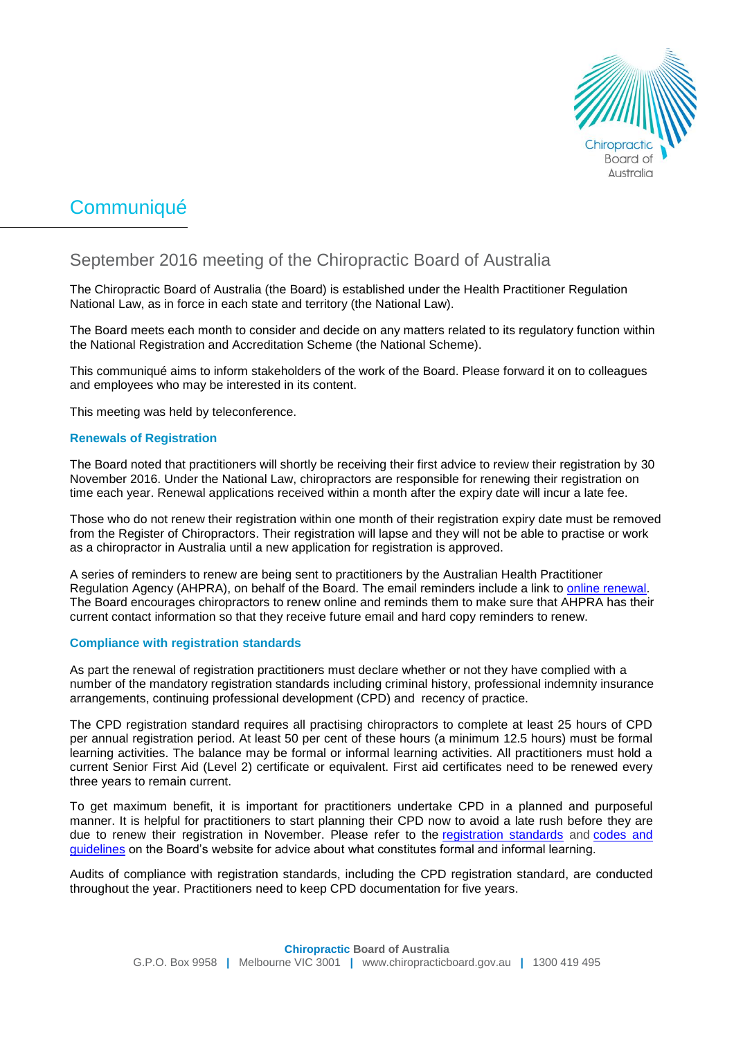# Communiqué

## September 2016 meeting of the Chiropractic Board of Australia

The Chiropractic Board of Australia (the Board) is established under the Health Practitioner Regulation National Law, as in force in each state and territory (the National Law).

The Board meets each month to consider and decide on any matters related to its regulatory function within the National Registration and Accreditation Scheme (the National Scheme).

This communiqué aims to inform stakeholders of the work of the Board. Please forward it on to colleagues and employees who may be interested in its content.

This meeting was held by teleconference.

### Renewals of Registration

The Board noted that practitioners will shortly be receiving their first advice to review their registration by 30 November 2016. Under the National Law, chiropractors are responsible for renewing their registration on time each year. Renewal applications received within a month after the expiry date will incur a late fee.

Those who do not renew their registration within one month of their registration expiry date must be removed from the Register of Chiropractors. Their registration will lapse and they will not be able to practise or work as a chiropractor in Australia until a new application for registration is approved.

A series of reminders to renew are being sent to practitioners by the Australian Health Practitioner Regulation Agency (AHPRA), on behalf of the Board. The email reminders include a link to online renewal. The Board encourages chiropractors to renew online and reminds them to make sure that AHPRA has their current contact information so that they receive future email and hard copy reminders to renew.

### Compliance with registration standards

As part the renewal of registration practitioners must declare whether or not they have complied with a number of the mandatory registration standards including criminal history, professional indemnity insurance arrangements, continuing professional development (CPD) and recency of practice.

The CPD registration standard requires all practising chiropractors to complete at least 25 hours of CPD per annual registration period. At least 50 per cent of these hours (a minimum 12.5 hours) must be formal learning activities. The balance may be formal or informal learning activities. All practitioners must hold a current Senior First Aid (Level 2) certificate or equivalent. First aid certificates need to be renewed every three years to remain current.

To get maximum benefit, it is important for practitioners undertake CPD in a planned and purposeful manner. It is helpful for practitioners to start planning their CPD now to avoid a late rush before they are due to renew their registration in November. Please refer to the registration standards and codes and guidelines on the Board's website for advice about what constitutes formal and informal learning.

Audits of compliance with registration standards, including the CPD registration standard, are conducted throughout the year. Practitioners need to keep CPD documentation for five years.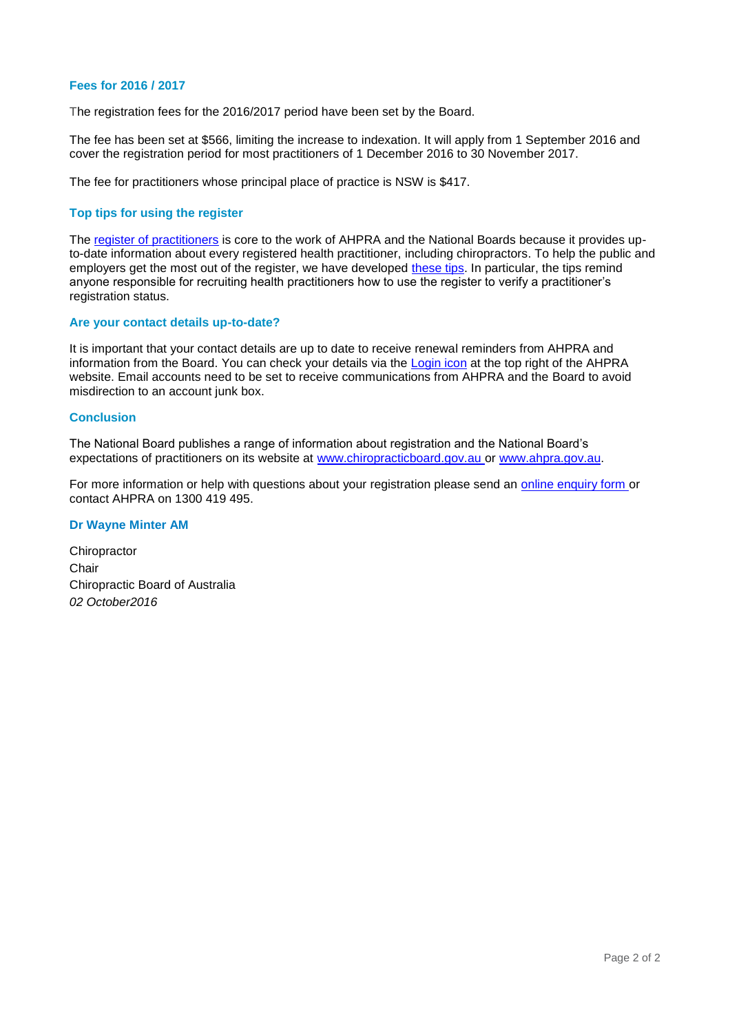## Fees for 2016 / 2017

The registration fees for the 2016/2017 period have been set by the Board.

The fee has been set at $566, limiting the increase to indexation. It will apply from 1 September 2016 and cover the registration period for most practitioners of 1 December 2016 to 30 November 2017.

The fee for practitioners whose principal place of practice is NSW is $417.

## Top tips for using the register

The register of practitioners is core to the work of AHPRA and the National Boards because it provides up-to-date information about every registered health practitioner, including chiropractors. To help the public and employers get the most out of the register, we have developed these tips. In particular, the tips remind anyone responsible for recruiting health practitioners how to use the register to verify a practitioner's registration status.

## Are your contact details up-to-date?

It is important that your contact details are up to date to receive renewal reminders from AHPRA and information from the Board. You can check your details via the Login icon at the top right of the AHPRA website. Email accounts need to be set to receive communications from AHPRA and the Board to avoid misdirection to an account junk box.

## Conclusion

The National Board publishes a range of information about registration and the National Board's expectations of practitioners on its website at www.chiropracticboard.gov.au or www.ahpra.gov.au.

For more information or help with questions about your registration please send an online enquiry form or contact AHPRA on 1300 419 495.

**Dr Wayne Minter AM**

Chiropractor
Chair
Chiropractic Board of Australia
*02 October2016*